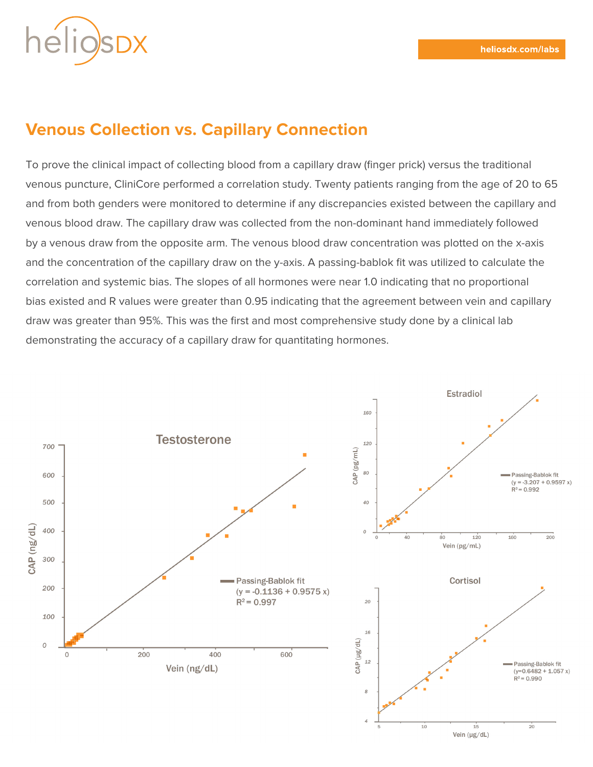# Venous Collection vs. Capillary Connection

To prove the clinical impact of collecting blood from a capillary draw (finger prick) versus the traditional venous puncture, CliniCore performed a correlation study. Twenty patients ranging from the age of 20 to 65 and from both genders were monitored to determine if any discrepancies existed between the capillary and venous blood draw. The capillary draw was collected from the non-dominant hand immediately followed by a venous draw from the opposite arm. The venous blood draw concentration was plotted on the x-axis and the concentration of the capillary draw on the y-axis. A passing-bablok fit was utilized to calculate the correlation and systemic bias. The slopes of all hormones were near 1.0 indicating that no proportional bias existed and R values were greater than 0.95 indicating that the agreement between vein and capillary draw was greater than 95%. This was the first and most comprehensive study done by a clinical lab demonstrating the accuracy of a capillary draw for quantitating hormones.

**Testosterone** — Passing-Bablok fit ($y = -0.1136 + 0.9575x$), $R^2 = 0.997$; CAP (ng/dL) vs. Vein (ng/dL)

**Estradiol** — Passing-Bablok fit ($y = -3.207 + 0.9597x$), $R^2 = 0.992$; CAP (pg/mL) vs. Vein (pg/mL)

**Cortisol** — Passing-Bablok fit ($y = 0.6482 + 1.057x$), $R^2 = 0.990$; CAP (µg/dL) vs. Vein (µg/dL)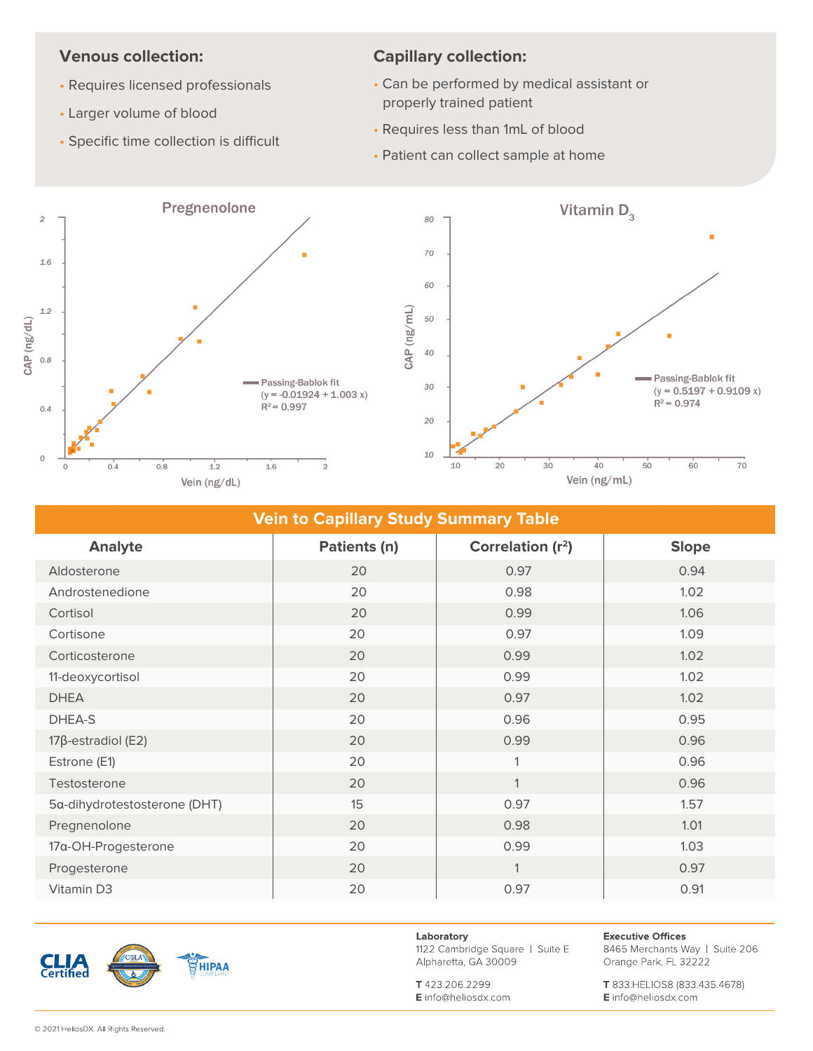### Venous collection:

- Requires licensed professionals
- Larger volume of blood
- Specific time collection is difficult

### Capillary collection:

- Can be performed by medical assistant or properly trained patient
- Requires less than 1mL of blood
- Patient can collect sample at home

Pregnenolone

CAP (ng/dL)

Vein (ng/dL)

0, 0.4, 0.8, 1.2, 1.6, 2

Passing-Bablok fit

(y = -0.01924 + 1.003 x)

$R^2$ = 0.997

Vitamin $D_3$

CAP (ng/mL)

Vein (ng/mL)

10, 20, 30, 40, 50, 60, 70, 80

Passing-Bablok fit

(y = 0.5197 + 0.9109 x)

$R^2$ = 0.974

## Vein to Capillary Study Summary Table

| Analyte | Patients (n) | Correlation ($r^2$) | Slope |
|---|---|---|---|
| Aldosterone | 20 | 0.97 | 0.94 |
| Androstenedione | 20 | 0.98 | 1.02 |
| Cortisol | 20 | 0.99 | 1.06 |
| Cortisone | 20 | 0.97 | 1.09 |
| Corticosterone | 20 | 0.99 | 1.02 |
| 11-deoxycortisol | 20 | 0.99 | 1.02 |
| DHEA | 20 | 0.97 | 1.02 |
| DHEA-S | 20 | 0.96 | 0.95 |
| 17β-estradiol (E2) | 20 | 0.99 | 0.96 |
| Estrone (E1) | 20 | 1 | 0.96 |
| Testosterone | 20 | 1 | 0.96 |
| 5α-dihydrotestosterone (DHT) | 15 | 0.97 | 1.57 |
| Pregnenolone | 20 | 0.98 | 1.01 |
| 17α-OH-Progesterone | 20 | 0.99 | 1.03 |
| Progesterone | 20 | 1 | 0.97 |
| Vitamin D3 | 20 | 0.97 | 0.91 |

CLIA Certified

HIPAA COMPLIANT

**Laboratory**
1122 Cambridge Square | Suite E
Alpharetta, GA 30009

**T** 423.206.2299
**E** info@heliosdx.com

**Executive Offices**
8465 Merchants Way | Suite 206
Orange Park, FL 32222

**T** 833.HELIOS8 (833.435.4678)
**E** info@heliosdx.com

© 2021 HeliosDX. All Rights Reserved.